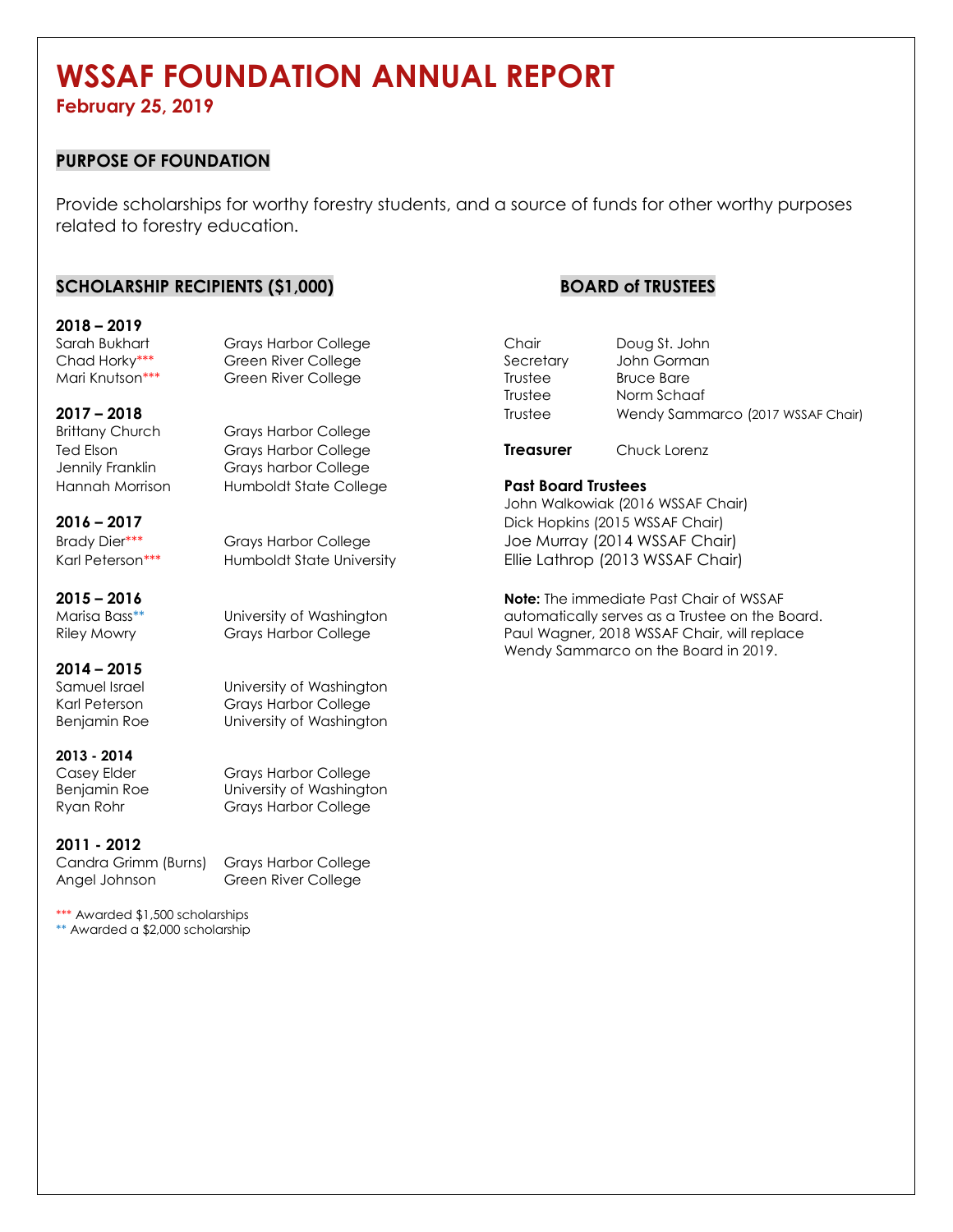# WSSAF FOUNDATION ANNUAL REPORT

**February 25, 2019**

## PURPOSE OF FOUNDATION

Provide scholarships for worthy forestry students, and a source of funds for other worthy purposes related to forestry education.

## SCHOLARSHIP RECIPIENTS ($1,000)

**2018 – 2019**

| | |
|---|---|
| Sarah Bukhart | Grays Harbor College |
| Chad Horky*** | Green River College |
| Mari Knutson*** | Green River College |

**2017 – 2018**

| | |
|---|---|
| Brittany Church | Grays Harbor College |
| Ted Elson | Grays Harbor College |
| Jennily Franklin | Grays harbor College |
| Hannah Morrison | Humboldt State College |

**2016 – 2017**

| | |
|---|---|
| Brady Dier*** | Grays Harbor College |
| Karl Peterson*** | Humboldt State University |

**2015 – 2016**

| | |
|---|---|
| Marisa Bass** | University of Washington |
| Riley Mowry | Grays Harbor College |

**2014 – 2015**

| | |
|---|---|
| Samuel Israel | University of Washington |
| Karl Peterson | Grays Harbor College |
| Benjamin Roe | University of Washington |

**2013 - 2014**

| | |
|---|---|
| Casey Elder | Grays Harbor College |
| Benjamin Roe | University of Washington |
| Ryan Rohr | Grays Harbor College |

**2011 - 2012**

| | |
|---|---|
| Candra Grimm (Burns) | Grays Harbor College |
| Angel Johnson | Green River College |

*** Awarded $1,500 scholarships
** Awarded a $2,000 scholarship

## BOARD of TRUSTEES

| | |
|---|---|
| Chair | Doug St. John |
| Secretary | John Gorman |
| Trustee | Bruce Bare |
| Trustee | Norm Schaaf |
| Trustee | Wendy Sammarco (2017 WSSAF Chair) |
| **Treasurer** | Chuck Lorenz |

**Past Board Trustees**

John Walkowiak (2016 WSSAF Chair)
Dick Hopkins (2015 WSSAF Chair)
Joe Murray (2014 WSSAF Chair)
Ellie Lathrop (2013 WSSAF Chair)

**Note:** The immediate Past Chair of WSSAF automatically serves as a Trustee on the Board. Paul Wagner, 2018 WSSAF Chair, will replace Wendy Sammarco on the Board in 2019.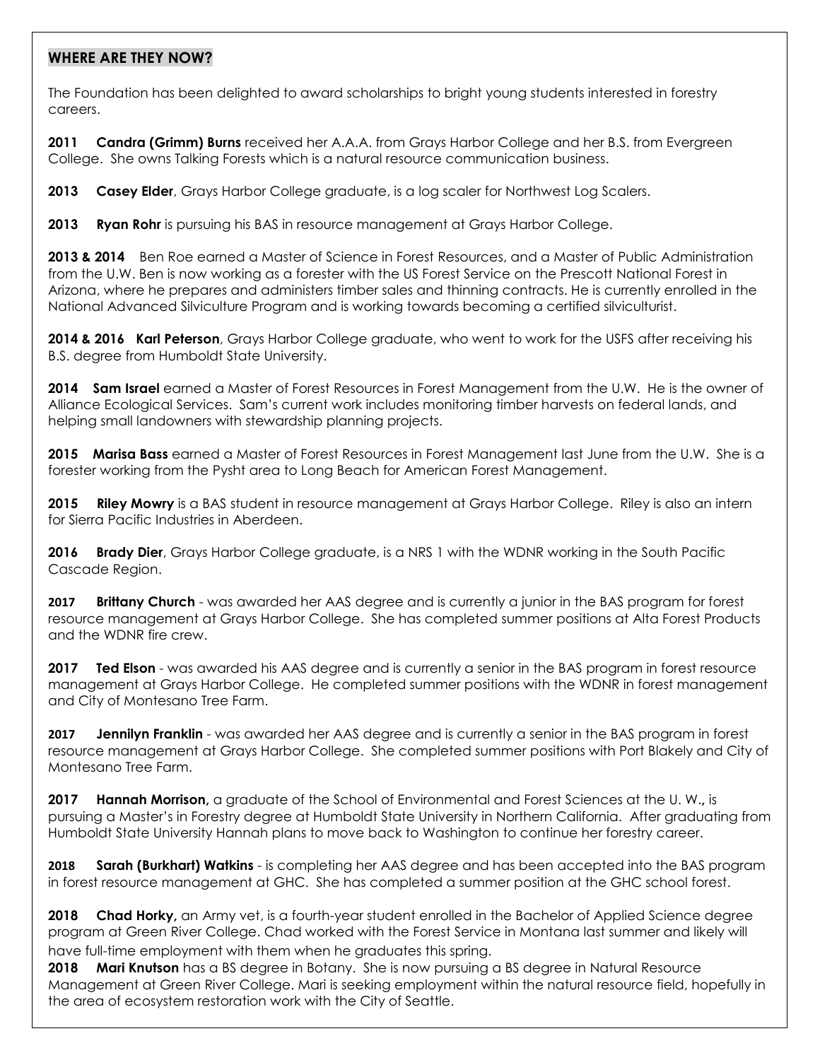## WHERE ARE THEY NOW?

The Foundation has been delighted to award scholarships to bright young students interested in forestry careers.

**2011 Candra (Grimm) Burns** received her A.A.A. from Grays Harbor College and her B.S. from Evergreen College. She owns Talking Forests which is a natural resource communication business.

**2013 Casey Elder**, Grays Harbor College graduate, is a log scaler for Northwest Log Scalers.

**2013 Ryan Rohr** is pursuing his BAS in resource management at Grays Harbor College.

**2013 & 2014** Ben Roe earned a Master of Science in Forest Resources, and a Master of Public Administration from the U.W. Ben is now working as a forester with the US Forest Service on the Prescott National Forest in Arizona, where he prepares and administers timber sales and thinning contracts. He is currently enrolled in the National Advanced Silviculture Program and is working towards becoming a certified silviculturist.

**2014 & 2016 Karl Peterson**, Grays Harbor College graduate, who went to work for the USFS after receiving his B.S. degree from Humboldt State University.

**2014 Sam Israel** earned a Master of Forest Resources in Forest Management from the U.W. He is the owner of Alliance Ecological Services. Sam's current work includes monitoring timber harvests on federal lands, and helping small landowners with stewardship planning projects.

**2015 Marisa Bass** earned a Master of Forest Resources in Forest Management last June from the U.W. She is a forester working from the Pysht area to Long Beach for American Forest Management.

**2015 Riley Mowry** is a BAS student in resource management at Grays Harbor College. Riley is also an intern for Sierra Pacific Industries in Aberdeen.

**2016 Brady Dier**, Grays Harbor College graduate, is a NRS 1 with the WDNR working in the South Pacific Cascade Region.

**2017 Brittany Church** - was awarded her AAS degree and is currently a junior in the BAS program for forest resource management at Grays Harbor College. She has completed summer positions at Alta Forest Products and the WDNR fire crew.

**2017 Ted Elson** - was awarded his AAS degree and is currently a senior in the BAS program in forest resource management at Grays Harbor College. He completed summer positions with the WDNR in forest management and City of Montesano Tree Farm.

**2017 Jennilyn Franklin** - was awarded her AAS degree and is currently a senior in the BAS program in forest resource management at Grays Harbor College. She completed summer positions with Port Blakely and City of Montesano Tree Farm.

**2017 Hannah Morrison,** a graduate of the School of Environmental and Forest Sciences at the U. W.**,** is pursuing a Master's in Forestry degree at Humboldt State University in Northern California. After graduating from Humboldt State University Hannah plans to move back to Washington to continue her forestry career.

**2018 Sarah (Burkhart) Watkins** - is completing her AAS degree and has been accepted into the BAS program in forest resource management at GHC. She has completed a summer position at the GHC school forest.

**2018 Chad Horky,** an Army vet, is a fourth-year student enrolled in the Bachelor of Applied Science degree program at Green River College. Chad worked with the Forest Service in Montana last summer and likely will have full-time employment with them when he graduates this spring.

**2018 Mari Knutson** has a BS degree in Botany. She is now pursuing a BS degree in Natural Resource Management at Green River College. Mari is seeking employment within the natural resource field, hopefully in the area of ecosystem restoration work with the City of Seattle.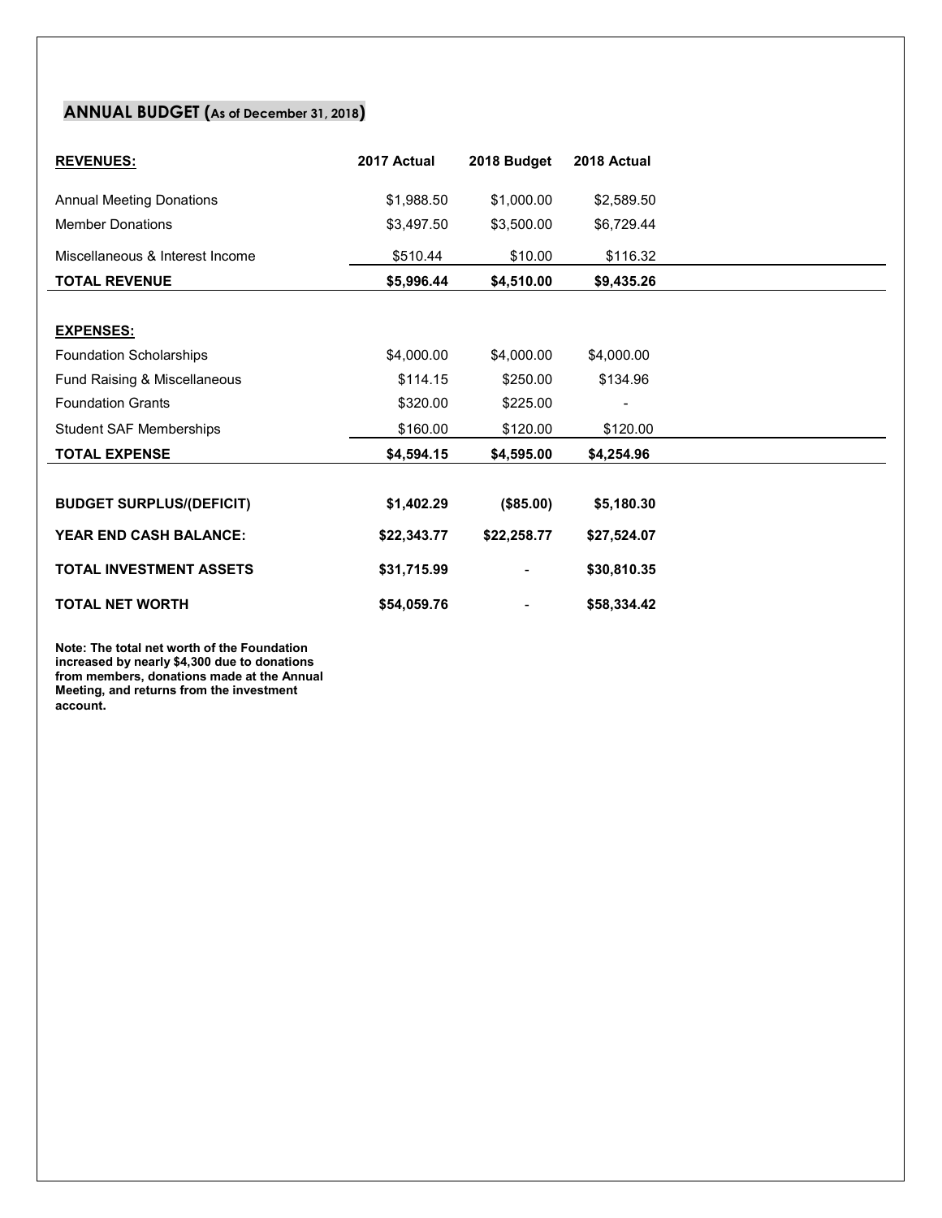## ANNUAL BUDGET (As of December 31, 2018)

| REVENUES: | 2017 Actual | 2018 Budget | 2018 Actual |
|---|---|---|---|
| Annual Meeting Donations | $1,988.50 | $1,000.00 | $2,589.50 |
| Member Donations | $3,497.50 | $3,500.00 | $6,729.44 |
| Miscellaneous & Interest Income | $510.44 | $10.00 | $116.32 |
| **TOTAL REVENUE** | **$5,996.44** | **$4,510.00** | **$9,435.26** |
| | | | |
| **EXPENSES:** | | | |
| Foundation Scholarships | $4,000.00 | $4,000.00 | $4,000.00 |
| Fund Raising & Miscellaneous | $114.15 | $250.00 | $134.96 |
| Foundation Grants | $320.00 | $225.00 | - |
| Student SAF Memberships | $160.00 | $120.00 | $120.00 |
| **TOTAL EXPENSE** | **$4,594.15** | **$4,595.00** | **$4,254.96** |
| | | | |
| **BUDGET SURPLUS/(DEFICIT)** | **$1,402.29** | **($85.00)** | **$5,180.30** |
| **YEAR END CASH BALANCE:** | **$22,343.77** | **$22,258.77** | **$27,524.07** |
| **TOTAL INVESTMENT ASSETS** | **$31,715.99** | - | **$30,810.35** |
| **TOTAL NET WORTH** | **$54,059.76** | - | **$58,334.42** |

**Note: The total net worth of the Foundation increased by nearly $4,300 due to donations from members, donations made at the Annual Meeting, and returns from the investment account.**